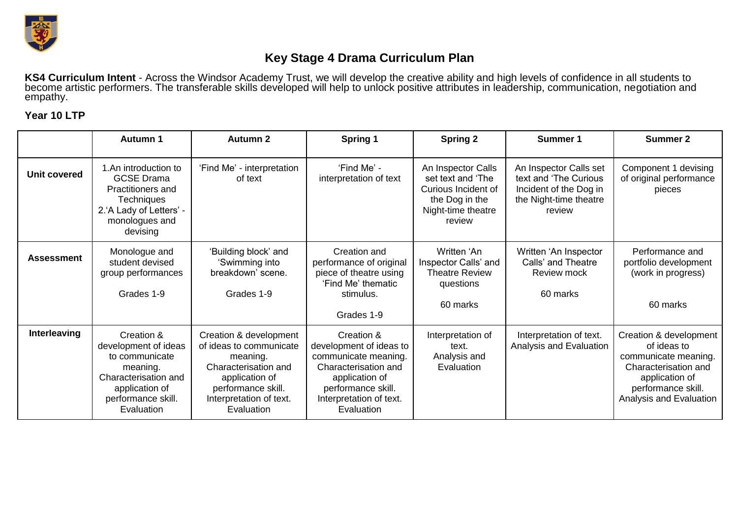# Key Stage 4 Drama Curriculum Plan

**KS4 Curriculum Intent** - Across the Windsor Academy Trust, we will develop the creative ability and high levels of confidence in all students to become artistic performers. The transferable skills developed will help to unlock positive attributes in leadership, communication, negotiation and empathy.

**Year 10 LTP**

| | Autumn 1 | Autumn 2 | Spring 1 | Spring 2 | Summer 1 | Summer 2 |
|---|---|---|---|---|---|---|
| **Unit covered** | 1.An introduction to GCSE Drama Practitioners and Techniques<br>2.'A Lady of Letters' - monologues and devising | 'Find Me' - interpretation of text | 'Find Me' - interpretation of text | An Inspector Calls set text and 'The Curious Incident of the Dog in the Night-time theatre review | An Inspector Calls set text and 'The Curious Incident of the Dog in the Night-time theatre review | Component 1 devising of original performance pieces |
| **Assessment** | Monologue and student devised group performances<br><br>Grades 1-9 | 'Building block' and 'Swimming into breakdown' scene.<br><br>Grades 1-9 | Creation and performance of original piece of theatre using 'Find Me' thematic stimulus.<br><br>Grades 1-9 | Written 'An Inspector Calls' and Theatre Review questions<br><br>60 marks | Written 'An Inspector Calls' and Theatre Review mock<br><br>60 marks | Performance and portfolio development (work in progress)<br><br>60 marks |
| **Interleaving** | Creation & development of ideas to communicate meaning. Characterisation and application of performance skill. Evaluation | Creation & development of ideas to communicate meaning. Characterisation and application of performance skill. Interpretation of text. Evaluation | Creation & development of ideas to communicate meaning. Characterisation and application of performance skill. Interpretation of text. Evaluation | Interpretation of text. Analysis and Evaluation | Interpretation of text. Analysis and Evaluation | Creation & development of ideas to communicate meaning. Characterisation and application of performance skill. Analysis and Evaluation |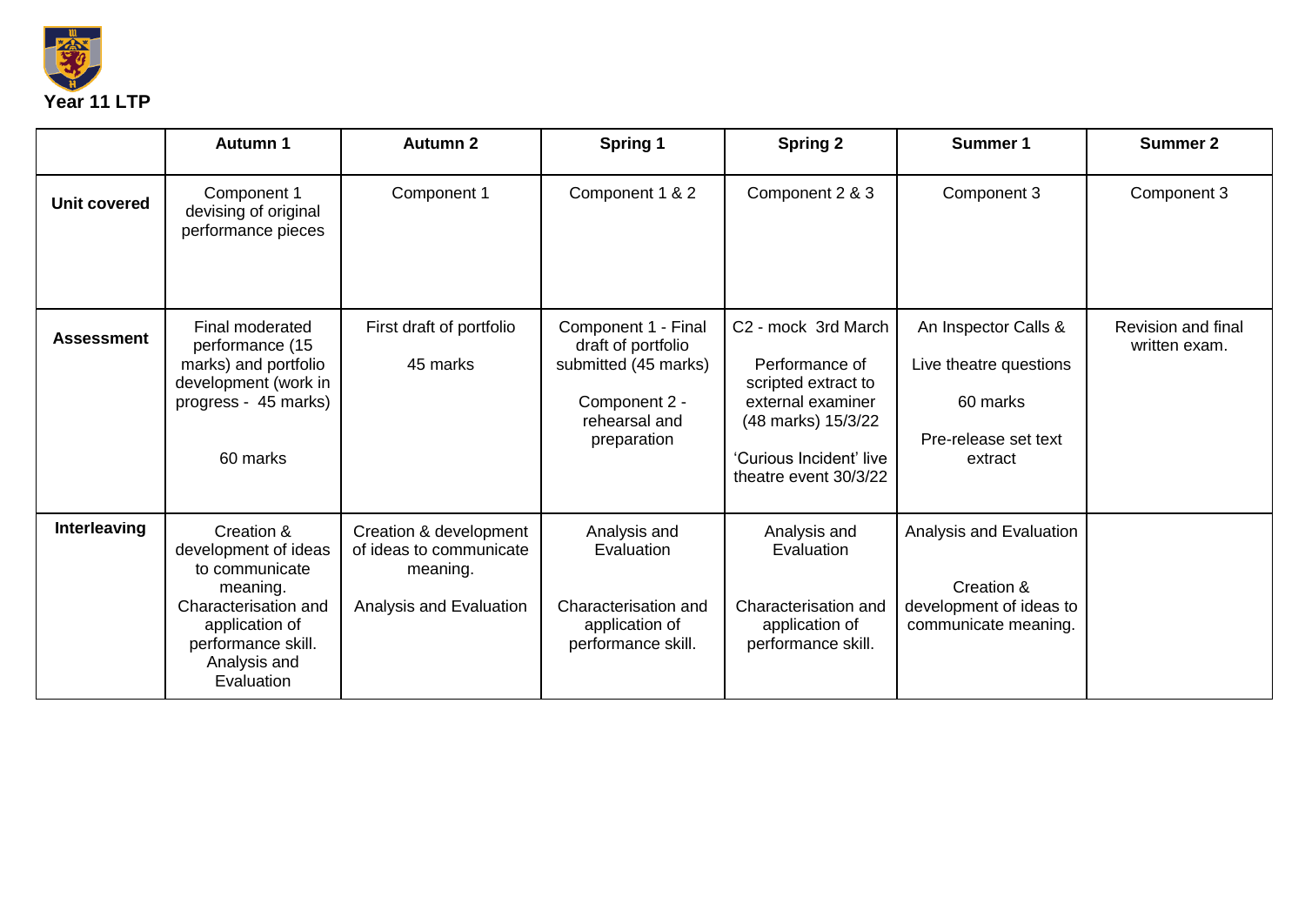**Year 11 LTP**

| | Autumn 1 | Autumn 2 | Spring 1 | Spring 2 | Summer 1 | Summer 2 |
|---|---|---|---|---|---|---|
| **Unit covered** | Component 1 devising of original performance pieces | Component 1 | Component 1 & 2 | Component 2 & 3 | Component 3 | Component 3 |
| **Assessment** | Final moderated performance (15 marks) and portfolio development (work in progress - 45 marks)<br><br>60 marks | First draft of portfolio<br><br>45 marks | Component 1 - Final draft of portfolio submitted (45 marks)<br><br>Component 2 - rehearsal and preparation | C2 - mock 3rd March<br><br>Performance of scripted extract to external examiner (48 marks) 15/3/22<br><br>'Curious Incident' live theatre event 30/3/22 | An Inspector Calls &<br><br>Live theatre questions<br><br>60 marks<br><br>Pre-release set text extract | Revision and final written exam. |
| **Interleaving** | Creation & development of ideas to communicate meaning. Characterisation and application of performance skill. Analysis and Evaluation | Creation & development of ideas to communicate meaning.<br><br>Analysis and Evaluation | Analysis and Evaluation<br><br>Characterisation and application of performance skill. | Analysis and Evaluation<br><br>Characterisation and application of performance skill. | Analysis and Evaluation<br><br>Creation & development of ideas to communicate meaning. | |